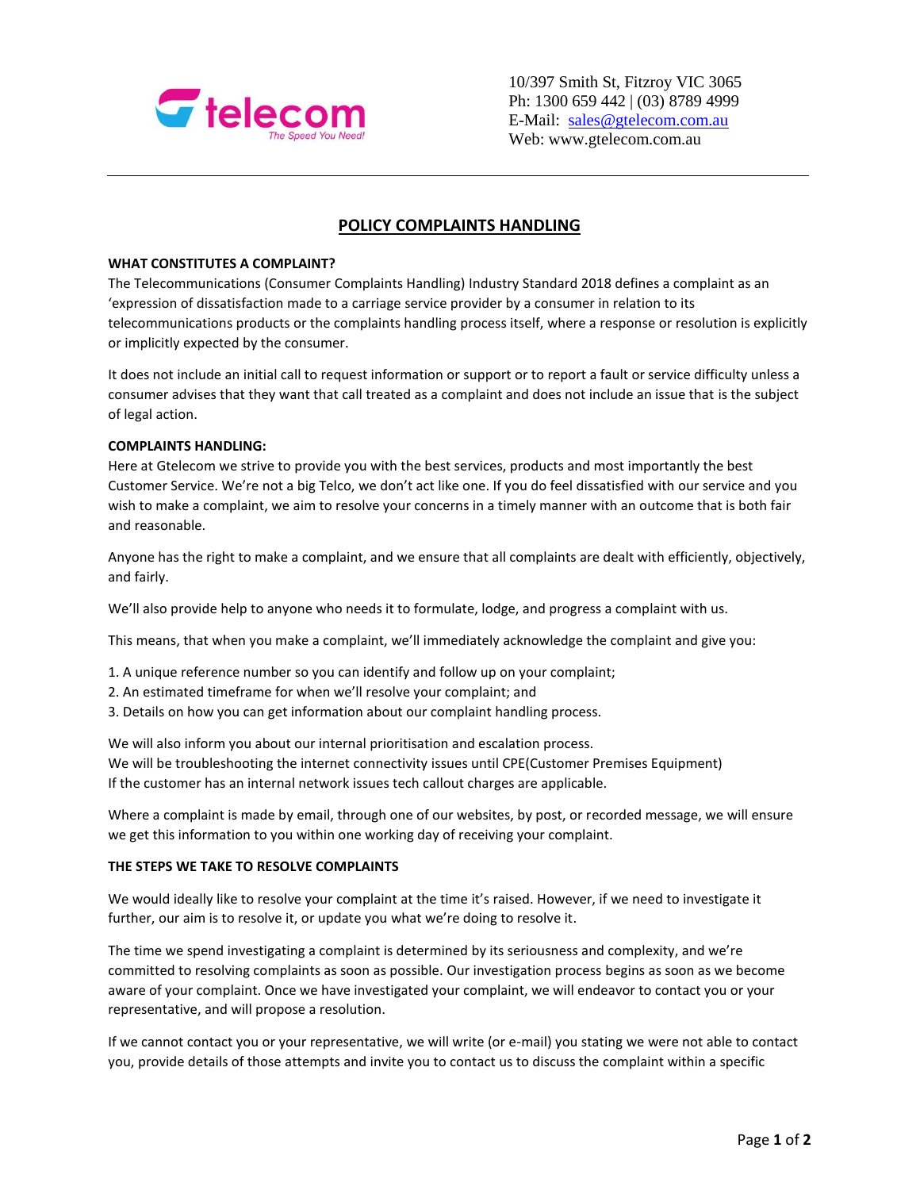telecom
*The Speed You Need!*

10/397 Smith St, Fitzroy VIC 3065
Ph: 1300 659 442 | (03) 8789 4999
E-Mail: sales@gtelecom.com.au
Web: www.gtelecom.com.au

---

# POLICY COMPLAINTS HANDLING

**WHAT CONSTITUTES A COMPLAINT?**

The Telecommunications (Consumer Complaints Handling) Industry Standard 2018 defines a complaint as an 'expression of dissatisfaction made to a carriage service provider by a consumer in relation to its telecommunications products or the complaints handling process itself, where a response or resolution is explicitly or implicitly expected by the consumer.

It does not include an initial call to request information or support or to report a fault or service difficulty unless a consumer advises that they want that call treated as a complaint and does not include an issue that is the subject of legal action.

**COMPLAINTS HANDLING:**

Here at Gtelecom we strive to provide you with the best services, products and most importantly the best Customer Service. We're not a big Telco, we don't act like one. If you do feel dissatisfied with our service and you wish to make a complaint, we aim to resolve your concerns in a timely manner with an outcome that is both fair and reasonable.

Anyone has the right to make a complaint, and we ensure that all complaints are dealt with efficiently, objectively, and fairly.

We'll also provide help to anyone who needs it to formulate, lodge, and progress a complaint with us.

This means, that when you make a complaint, we'll immediately acknowledge the complaint and give you:

1. A unique reference number so you can identify and follow up on your complaint;
2. An estimated timeframe for when we'll resolve your complaint; and
3. Details on how you can get information about our complaint handling process.

We will also inform you about our internal prioritisation and escalation process.
We will be troubleshooting the internet connectivity issues until CPE(Customer Premises Equipment)
If the customer has an internal network issues tech callout charges are applicable.

Where a complaint is made by email, through one of our websites, by post, or recorded message, we will ensure we get this information to you within one working day of receiving your complaint.

**THE STEPS WE TAKE TO RESOLVE COMPLAINTS**

We would ideally like to resolve your complaint at the time it's raised. However, if we need to investigate it further, our aim is to resolve it, or update you what we're doing to resolve it.

The time we spend investigating a complaint is determined by its seriousness and complexity, and we're committed to resolving complaints as soon as possible. Our investigation process begins as soon as we become aware of your complaint. Once we have investigated your complaint, we will endeavor to contact you or your representative, and will propose a resolution.

If we cannot contact you or your representative, we will write (or e-mail) you stating we were not able to contact you, provide details of those attempts and invite you to contact us to discuss the complaint within a specific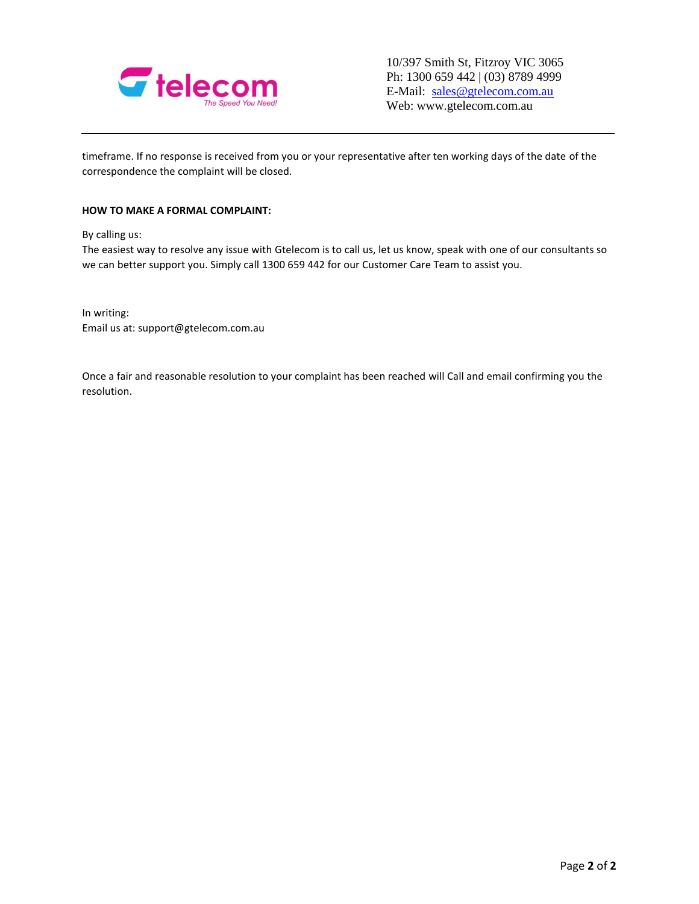timeframe. If no response is received from you or your representative after ten working days of the date of the correspondence the complaint will be closed.

**HOW TO MAKE A FORMAL COMPLAINT:**

By calling us:
The easiest way to resolve any issue with Gtelecom is to call us, let us know, speak with one of our consultants so we can better support you. Simply call 1300 659 442 for our Customer Care Team to assist you.

In writing:
Email us at: support@gtelecom.com.au

Once a fair and reasonable resolution to your complaint has been reached will Call and email confirming you the resolution.